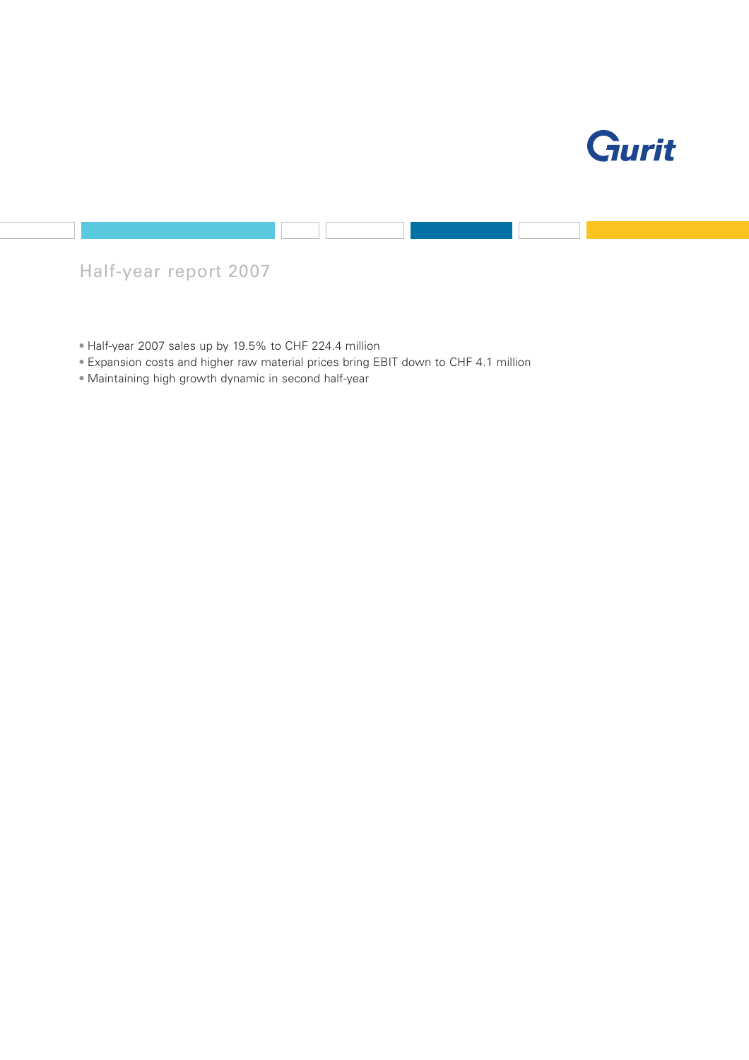Gurit

# Half-year report 2007

- Half-year 2007 sales up by 19.5% to CHF 224.4 million
- Expansion costs and higher raw material prices bring EBIT down to CHF 4.1 million
- Maintaining high growth dynamic in second half-year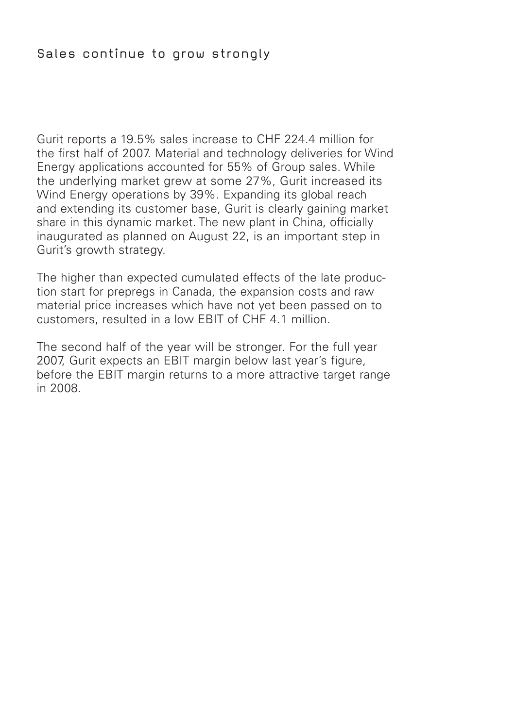## Sales continue to grow strongly

Gurit reports a 19.5% sales increase to CHF 224.4 million for the first half of 2007. Material and technology deliveries for Wind Energy applications accounted for 55% of Group sales. While the underlying market grew at some 27%, Gurit increased its Wind Energy operations by 39%. Expanding its global reach and extending its customer base, Gurit is clearly gaining market share in this dynamic market. The new plant in China, officially inaugurated as planned on August 22, is an important step in Gurit's growth strategy.

The higher than expected cumulated effects of the late production start for prepregs in Canada, the expansion costs and raw material price increases which have not yet been passed on to customers, resulted in a low EBIT of CHF 4.1 million.

The second half of the year will be stronger. For the full year 2007, Gurit expects an EBIT margin below last year's figure, before the EBIT margin returns to a more attractive target range in 2008.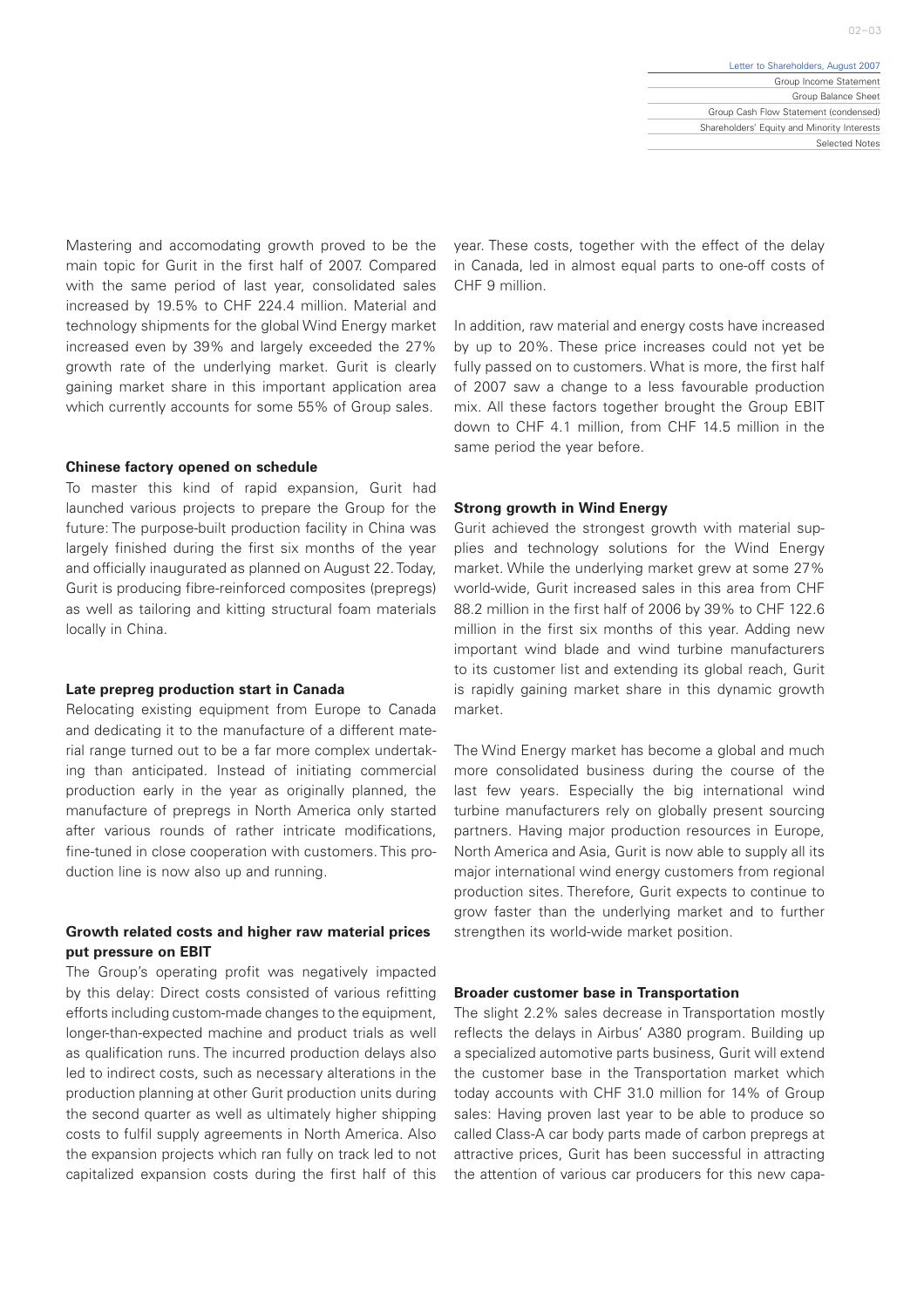Mastering and accomodating growth proved to be the main topic for Gurit in the first half of 2007. Compared with the same period of last year, consolidated sales increased by 19.5% to CHF 224.4 million. Material and technology shipments for the global Wind Energy market increased even by 39% and largely exceeded the 27% growth rate of the underlying market. Gurit is clearly gaining market share in this important application area which currently accounts for some 55% of Group sales.

**Chinese factory opened on schedule**

To master this kind of rapid expansion, Gurit had launched various projects to prepare the Group for the future: The purpose-built production facility in China was largely finished during the first six months of the year and officially inaugurated as planned on August 22. Today, Gurit is producing fibre-reinforced composites (prepregs) as well as tailoring and kitting structural foam materials locally in China.

**Late prepreg production start in Canada**

Relocating existing equipment from Europe to Canada and dedicating it to the manufacture of a different material range turned out to be a far more complex undertaking than anticipated. Instead of initiating commercial production early in the year as originally planned, the manufacture of prepregs in North America only started after various rounds of rather intricate modifications, fine-tuned in close cooperation with customers. This production line is now also up and running.

**Growth related costs and higher raw material prices put pressure on EBIT**

The Group's operating profit was negatively impacted by this delay: Direct costs consisted of various refitting efforts including custom-made changes to the equipment, longer-than-expected machine and product trials as well as qualification runs. The incurred production delays also led to indirect costs, such as necessary alterations in the production planning at other Gurit production units during the second quarter as well as ultimately higher shipping costs to fulfil supply agreements in North America. Also the expansion projects which ran fully on track led to not capitalized expansion costs during the first half of this year. These costs, together with the effect of the delay in Canada, led in almost equal parts to one-off costs of CHF 9 million.

In addition, raw material and energy costs have increased by up to 20%. These price increases could not yet be fully passed on to customers. What is more, the first half of 2007 saw a change to a less favourable production mix. All these factors together brought the Group EBIT down to CHF 4.1 million, from CHF 14.5 million in the same period the year before.

**Strong growth in Wind Energy**

Gurit achieved the strongest growth with material supplies and technology solutions for the Wind Energy market. While the underlying market grew at some 27% world-wide, Gurit increased sales in this area from CHF 88.2 million in the first half of 2006 by 39% to CHF 122.6 million in the first six months of this year. Adding new important wind blade and wind turbine manufacturers to its customer list and extending its global reach, Gurit is rapidly gaining market share in this dynamic growth market.

The Wind Energy market has become a global and much more consolidated business during the course of the last few years. Especially the big international wind turbine manufacturers rely on globally present sourcing partners. Having major production resources in Europe, North America and Asia, Gurit is now able to supply all its major international wind energy customers from regional production sites. Therefore, Gurit expects to continue to grow faster than the underlying market and to further strengthen its world-wide market position.

**Broader customer base in Transportation**

The slight 2.2% sales decrease in Transportation mostly reflects the delays in Airbus' A380 program. Building up a specialized automotive parts business, Gurit will extend the customer base in the Transportation market which today accounts with CHF 31.0 million for 14% of Group sales: Having proven last year to be able to produce so called Class-A car body parts made of carbon prepregs at attractive prices, Gurit has been successful in attracting the attention of various car producers for this new capa-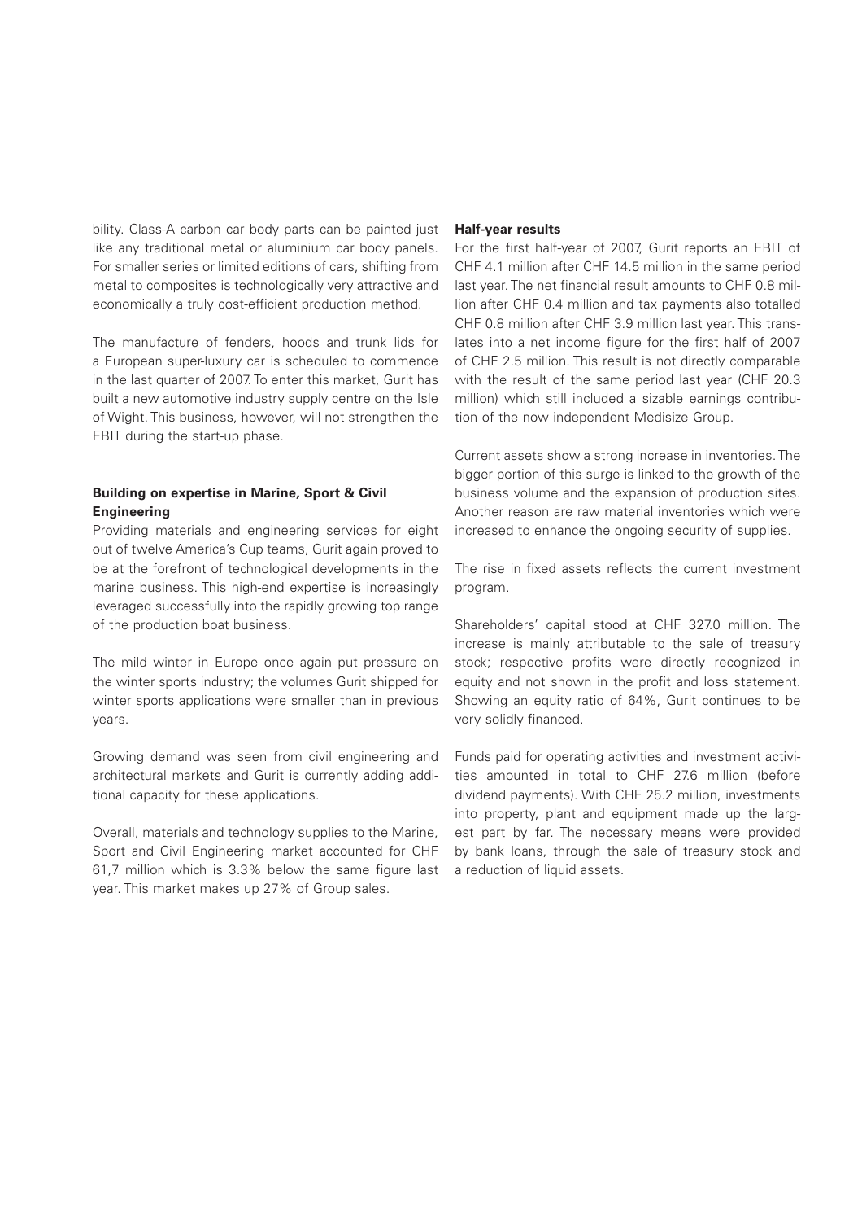bility. Class-A carbon car body parts can be painted just like any traditional metal or aluminium car body panels. For smaller series or limited editions of cars, shifting from metal to composites is technologically very attractive and economically a truly cost-efficient production method.

The manufacture of fenders, hoods and trunk lids for a European super-luxury car is scheduled to commence in the last quarter of 2007. To enter this market, Gurit has built a new automotive industry supply centre on the Isle of Wight. This business, however, will not strengthen the EBIT during the start-up phase.

**Building on expertise in Marine, Sport & Civil Engineering**

Providing materials and engineering services for eight out of twelve America's Cup teams, Gurit again proved to be at the forefront of technological developments in the marine business. This high-end expertise is increasingly leveraged successfully into the rapidly growing top range of the production boat business.

The mild winter in Europe once again put pressure on the winter sports industry; the volumes Gurit shipped for winter sports applications were smaller than in previous years.

Growing demand was seen from civil engineering and architectural markets and Gurit is currently adding additional capacity for these applications.

Overall, materials and technology supplies to the Marine, Sport and Civil Engineering market accounted for CHF 61,7 million which is 3.3% below the same figure last year. This market makes up 27% of Group sales.

**Half-year results**

For the first half-year of 2007, Gurit reports an EBIT of CHF 4.1 million after CHF 14.5 million in the same period last year. The net financial result amounts to CHF 0.8 million after CHF 0.4 million and tax payments also totalled CHF 0.8 million after CHF 3.9 million last year. This translates into a net income figure for the first half of 2007 of CHF 2.5 million. This result is not directly comparable with the result of the same period last year (CHF 20.3 million) which still included a sizable earnings contribution of the now independent Medisize Group.

Current assets show a strong increase in inventories. The bigger portion of this surge is linked to the growth of the business volume and the expansion of production sites. Another reason are raw material inventories which were increased to enhance the ongoing security of supplies.

The rise in fixed assets reflects the current investment program.

Shareholders' capital stood at CHF 327.0 million. The increase is mainly attributable to the sale of treasury stock; respective profits were directly recognized in equity and not shown in the profit and loss statement. Showing an equity ratio of 64%, Gurit continues to be very solidly financed.

Funds paid for operating activities and investment activities amounted in total to CHF 27.6 million (before dividend payments). With CHF 25.2 million, investments into property, plant and equipment made up the largest part by far. The necessary means were provided by bank loans, through the sale of treasury stock and a reduction of liquid assets.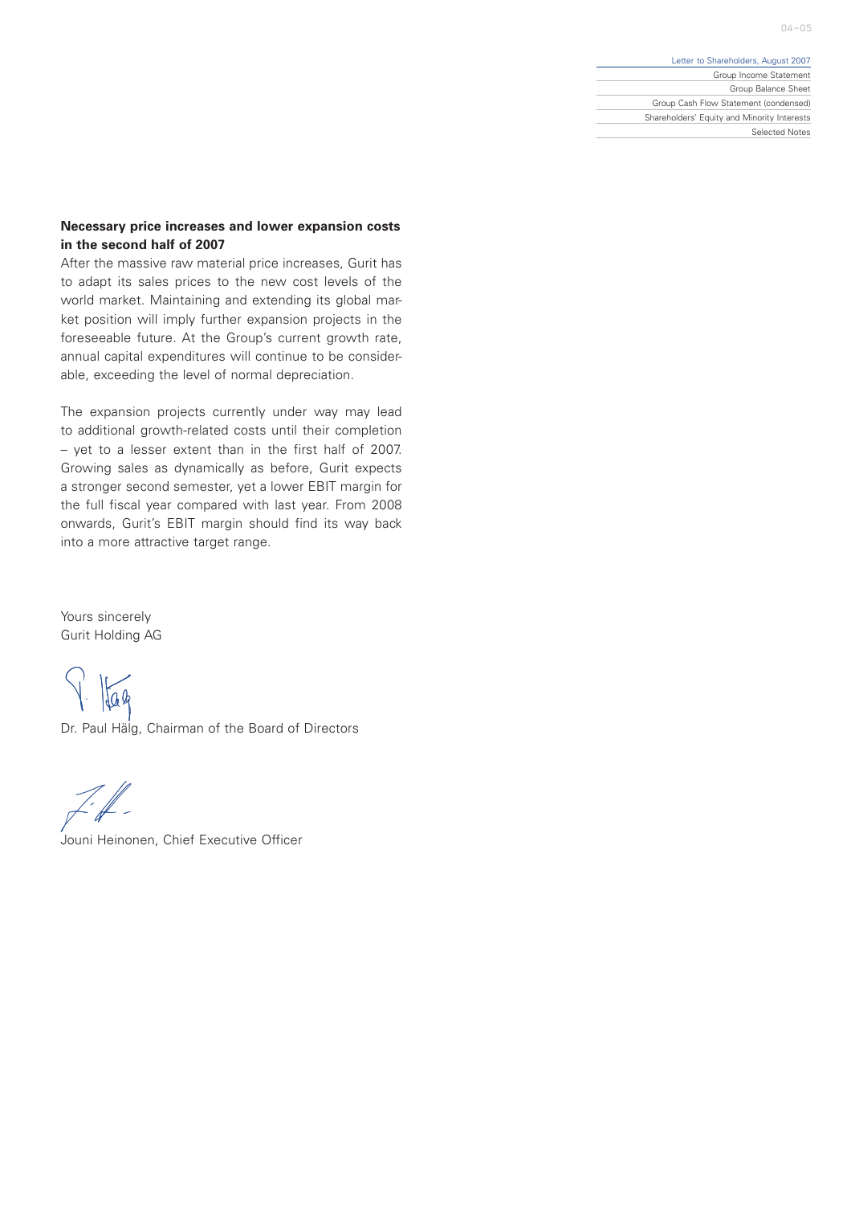**Necessary price increases and lower expansion costs in the second half of 2007**

After the massive raw material price increases, Gurit has to adapt its sales prices to the new cost levels of the world market. Maintaining and extending its global market position will imply further expansion projects in the foreseeable future. At the Group's current growth rate, annual capital expenditures will continue to be considerable, exceeding the level of normal depreciation.

The expansion projects currently under way may lead to additional growth-related costs until their completion – yet to a lesser extent than in the first half of 2007. Growing sales as dynamically as before, Gurit expects a stronger second semester, yet a lower EBIT margin for the full fiscal year compared with last year. From 2008 onwards, Gurit's EBIT margin should find its way back into a more attractive target range.

Yours sincerely
Gurit Holding AG

Dr. Paul Hälg, Chairman of the Board of Directors

Jouni Heinonen, Chief Executive Officer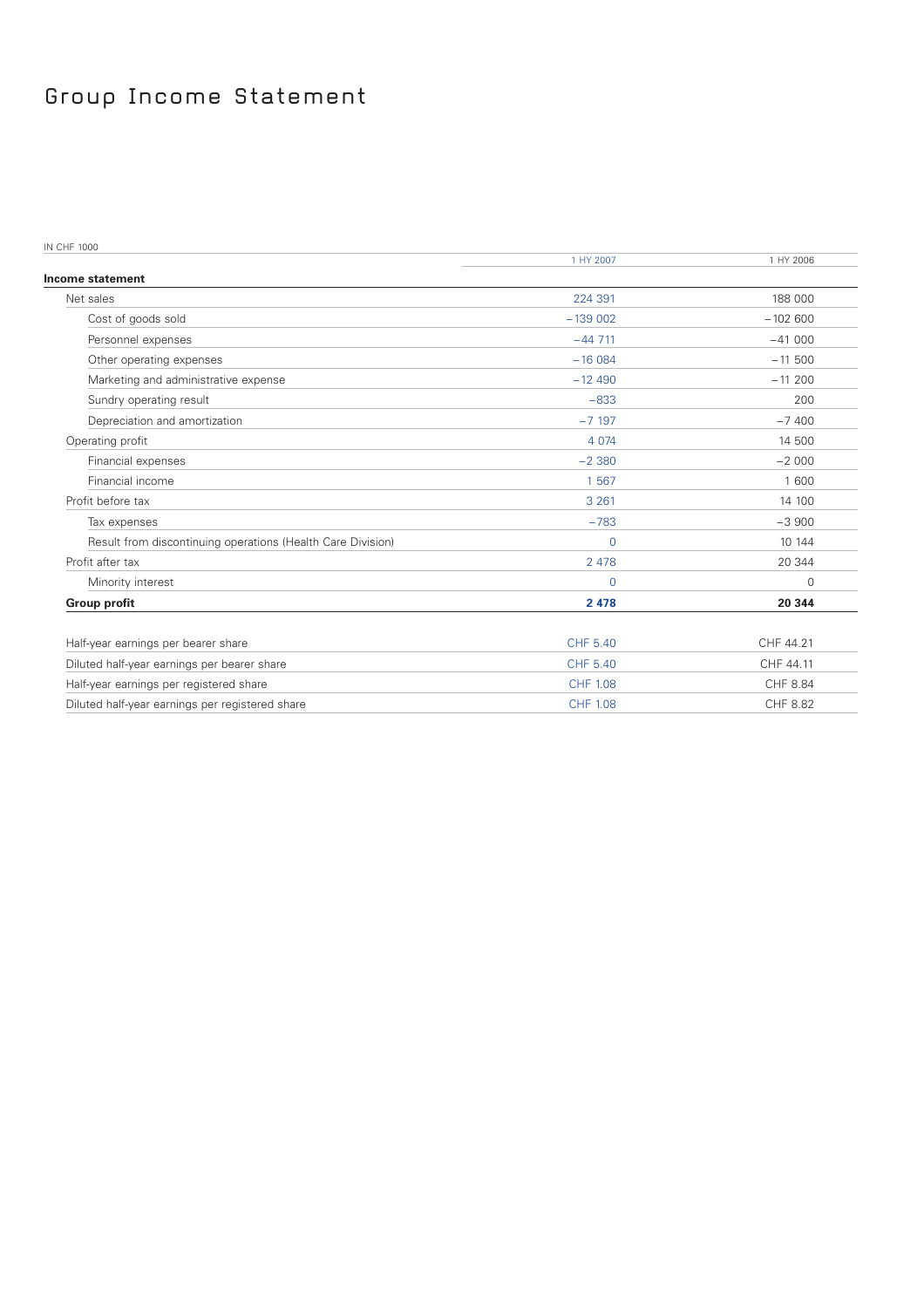# Group Income Statement

IN CHF 1000

| Income statement | 1 HY 2007 | 1 HY 2006 |
|---|---|---|
| Net sales | 224 391 | 188 000 |
| Cost of goods sold | −139 002 | −102 600 |
| Personnel expenses | −44 711 | −41 000 |
| Other operating expenses | −16 084 | −11 500 |
| Marketing and administrative expense | −12 490 | −11 200 |
| Sundry operating result | −833 | 200 |
| Depreciation and amortization | −7 197 | −7 400 |
| Operating profit | 4 074 | 14 500 |
| Financial expenses | −2 380 | −2 000 |
| Financial income | 1 567 | 1 600 |
| Profit before tax | 3 261 | 14 100 |
| Tax expenses | −783 | −3 900 |
| Result from discontinuing operations (Health Care Division) | 0 | 10 144 |
| Profit after tax | 2 478 | 20 344 |
| Minority interest | 0 | 0 |
| **Group profit** | **2 478** | **20 344** |

| | 1 HY 2007 | 1 HY 2006 |
|---|---|---|
| Half-year earnings per bearer share | CHF 5.40 | CHF 44.21 |
| Diluted half-year earnings per bearer share | CHF 5.40 | CHF 44.11 |
| Half-year earnings per registered share | CHF 1.08 | CHF 8.84 |
| Diluted half-year earnings per registered share | CHF 1.08 | CHF 8.82 |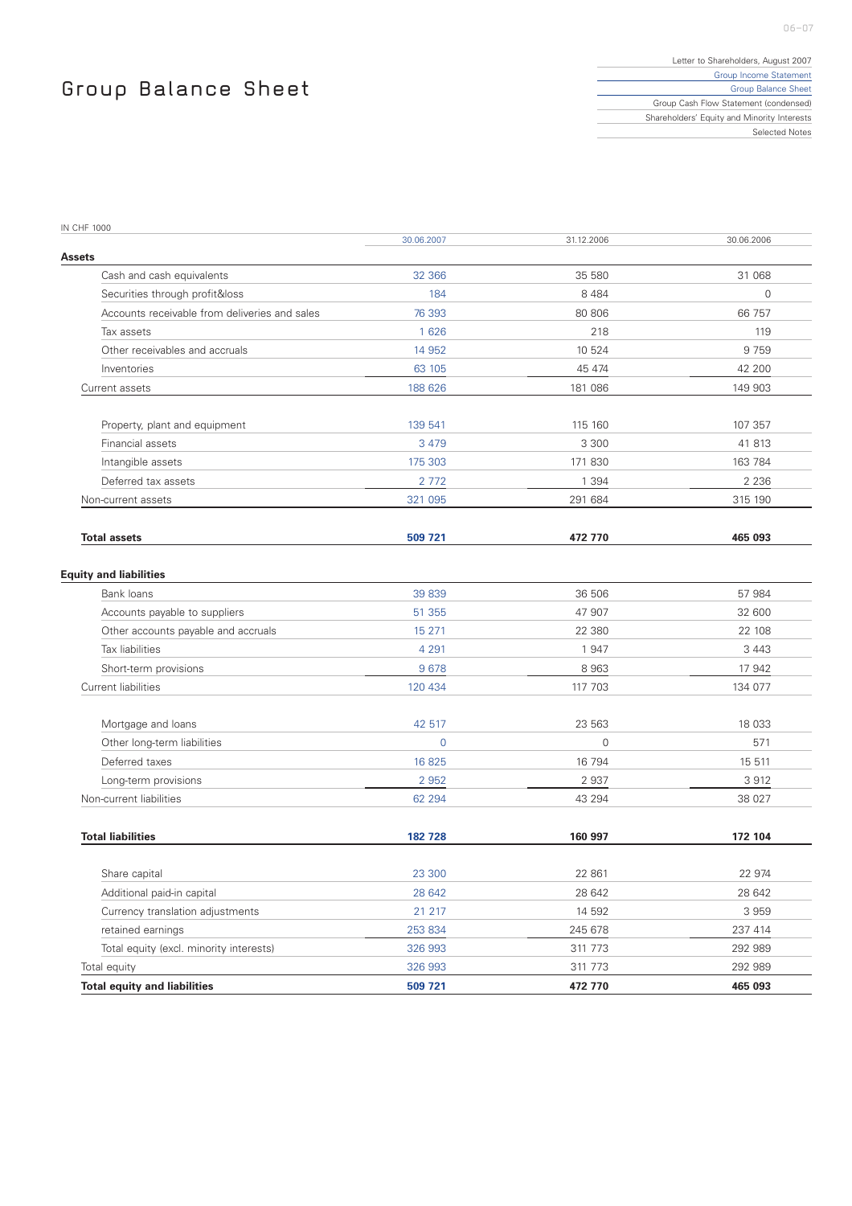# Group Balance Sheet

IN CHF 1000

| | 30.06.2007 | 31.12.2006 | 30.06.2006 |
|---|---|---|---|
| **Assets** | | | |
| Cash and cash equivalents | 32 366 | 35 580 | 31 068 |
| Securities through profit&loss | 184 | 8 484 | 0 |
| Accounts receivable from deliveries and sales | 76 393 | 80 806 | 66 757 |
| Tax assets | 1 626 | 218 | 119 |
| Other receivables and accruals | 14 952 | 10 524 | 9 759 |
| Inventories | 63 105 | 45 474 | 42 200 |
| Current assets | 188 626 | 181 086 | 149 903 |
| Property, plant and equipment | 139 541 | 115 160 | 107 357 |
| Financial assets | 3 479 | 3 300 | 41 813 |
| Intangible assets | 175 303 | 171 830 | 163 784 |
| Deferred tax assets | 2 772 | 1 394 | 2 236 |
| Non-current assets | 321 095 | 291 684 | 315 190 |
| **Total assets** | **509 721** | **472 770** | **465 093** |
| **Equity and liabilities** | | | |
| Bank loans | 39 839 | 36 506 | 57 984 |
| Accounts payable to suppliers | 51 355 | 47 907 | 32 600 |
| Other accounts payable and accruals | 15 271 | 22 380 | 22 108 |
| Tax liabilities | 4 291 | 1 947 | 3 443 |
| Short-term provisions | 9 678 | 8 963 | 17 942 |
| Current liabilities | 120 434 | 117 703 | 134 077 |
| Mortgage and loans | 42 517 | 23 563 | 18 033 |
| Other long-term liabilities | 0 | 0 | 571 |
| Deferred taxes | 16 825 | 16 794 | 15 511 |
| Long-term provisions | 2 952 | 2 937 | 3 912 |
| Non-current liabilities | 62 294 | 43 294 | 38 027 |
| **Total liabilities** | **182 728** | **160 997** | **172 104** |
| Share capital | 23 300 | 22 861 | 22 974 |
| Additional paid-in capital | 28 642 | 28 642 | 28 642 |
| Currency translation adjustments | 21 217 | 14 592 | 3 959 |
| retained earnings | 253 834 | 245 678 | 237 414 |
| Total equity (excl. minority interests) | 326 993 | 311 773 | 292 989 |
| Total equity | 326 993 | 311 773 | 292 989 |
| **Total equity and liabilities** | **509 721** | **472 770** | **465 093** |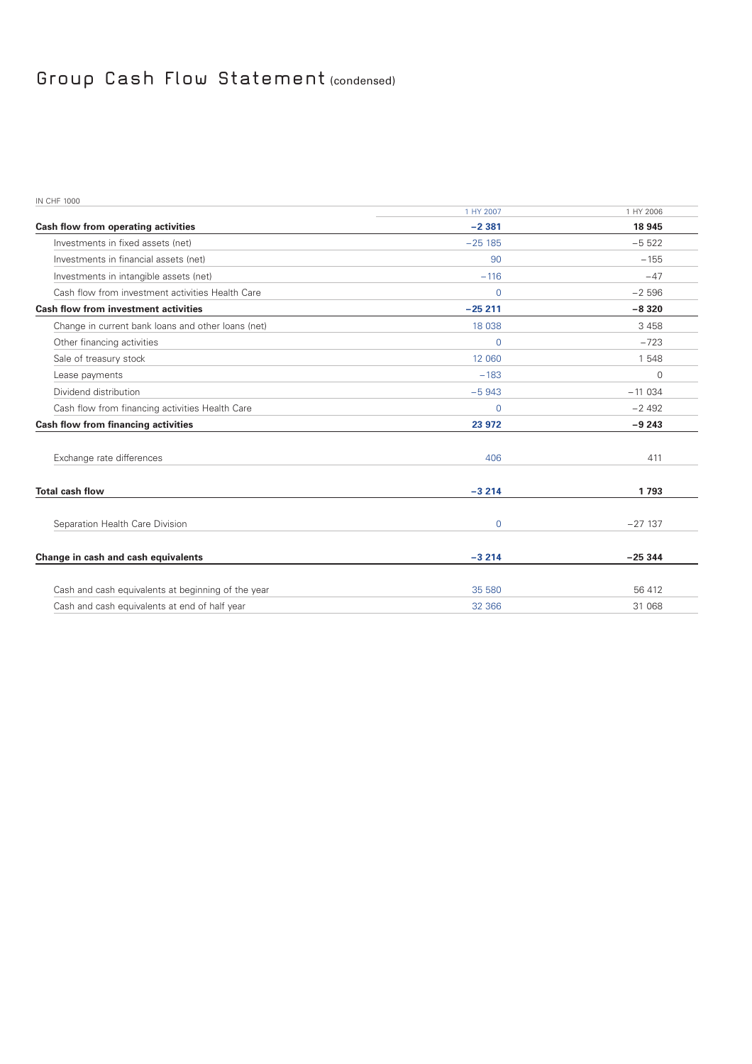# Group Cash Flow Statement (condensed)

| IN CHF 1000 | 1 HY 2007 | 1 HY 2006 |
|---|---|---|
| **Cash flow from operating activities** | **−2 381** | **18 945** |
| Investments in fixed assets (net) | −25 185 | −5 522 |
| Investments in financial assets (net) | 90 | −155 |
| Investments in intangible assets (net) | −116 | −47 |
| Cash flow from investment activities Health Care | 0 | −2 596 |
| **Cash flow from investment activities** | **−25 211** | **−8 320** |
| Change in current bank loans and other loans (net) | 18 038 | 3 458 |
| Other financing activities | 0 | −723 |
| Sale of treasury stock | 12 060 | 1 548 |
| Lease payments | −183 | 0 |
| Dividend distribution | −5 943 | −11 034 |
| Cash flow from financing activities Health Care | 0 | −2 492 |
| **Cash flow from financing activities** | **23 972** | **−9 243** |
| Exchange rate differences | 406 | 411 |
| **Total cash flow** | **−3 214** | **1 793** |
| Separation Health Care Division | 0 | −27 137 |
| **Change in cash and cash equivalents** | **−3 214** | **−25 344** |
| Cash and cash equivalents at beginning of the year | 35 580 | 56 412 |
| Cash and cash equivalents at end of half year | 32 366 | 31 068 |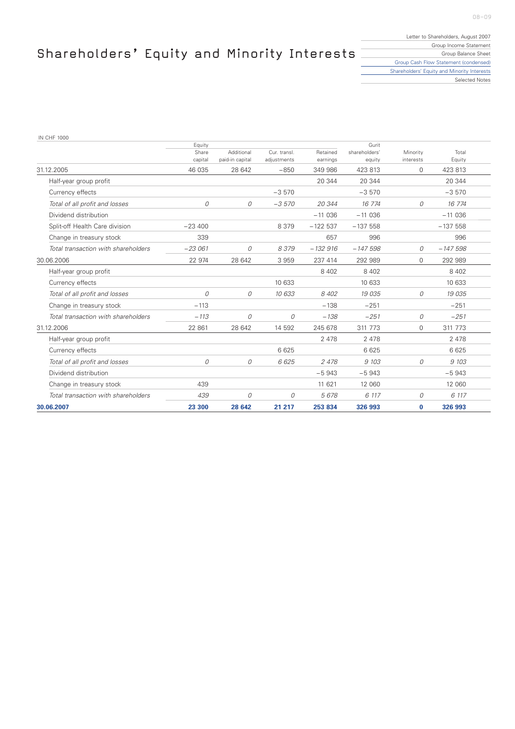# Shareholders' Equity and Minority Interests

IN CHF 1000

| | Equity Share capital | Additional paid-in capital | Cur. transl. adjustments | Retained earnings | Gurit shareholders' equity | Minority interests | Total Equity |
|---|---|---|---|---|---|---|---|
| 31.12.2005 | 46 035 | 28 642 | −850 | 349 986 | 423 813 | 0 | 423 813 |
| Half-year group profit | | | | 20 344 | 20 344 | | 20 344 |
| Currency effects | | | −3 570 | | −3 570 | | −3 570 |
| *Total of all profit and losses* | *0* | *0* | *−3 570* | *20 344* | *16 774* | *0* | *16 774* |
| Dividend distribution | | | | −11 036 | −11 036 | | −11 036 |
| Split-off Health Care division | −23 400 | | 8 379 | −122 537 | −137 558 | | −137 558 |
| Change in treasury stock | 339 | | | 657 | 996 | | 996 |
| *Total transaction with shareholders* | *−23 061* | *0* | *8 379* | *−132 916* | *−147 598* | *0* | *−147 598* |
| 30.06.2006 | 22 974 | 28 642 | 3 959 | 237 414 | 292 989 | 0 | 292 989 |
| Half-year group profit | | | | 8 402 | 8 402 | | 8 402 |
| Currency effects | | | 10 633 | | 10 633 | | 10 633 |
| *Total of all profit and losses* | *0* | *0* | *10 633* | *8 402* | *19 035* | *0* | *19 035* |
| Change in treasury stock | −113 | | | −138 | −251 | | −251 |
| *Total transaction with shareholders* | *−113* | *0* | *0* | *−138* | *−251* | *0* | *−251* |
| 31.12.2006 | 22 861 | 28 642 | 14 592 | 245 678 | 311 773 | 0 | 311 773 |
| Half-year group profit | | | | 2 478 | 2 478 | | 2 478 |
| Currency effects | | | 6 625 | | 6 625 | | 6 625 |
| *Total of all profit and losses* | *0* | *0* | *6 625* | *2 478* | *9 103* | *0* | *9 103* |
| Dividend distribution | | | | −5 943 | −5 943 | | −5 943 |
| Change in treasury stock | 439 | | | 11 621 | 12 060 | | 12 060 |
| *Total transaction with shareholders* | *439* | *0* | *0* | *5 678* | *6 117* | *0* | *6 117* |
| **30.06.2007** | **23 300** | **28 642** | **21 217** | **253 834** | **326 993** | **0** | **326 993** |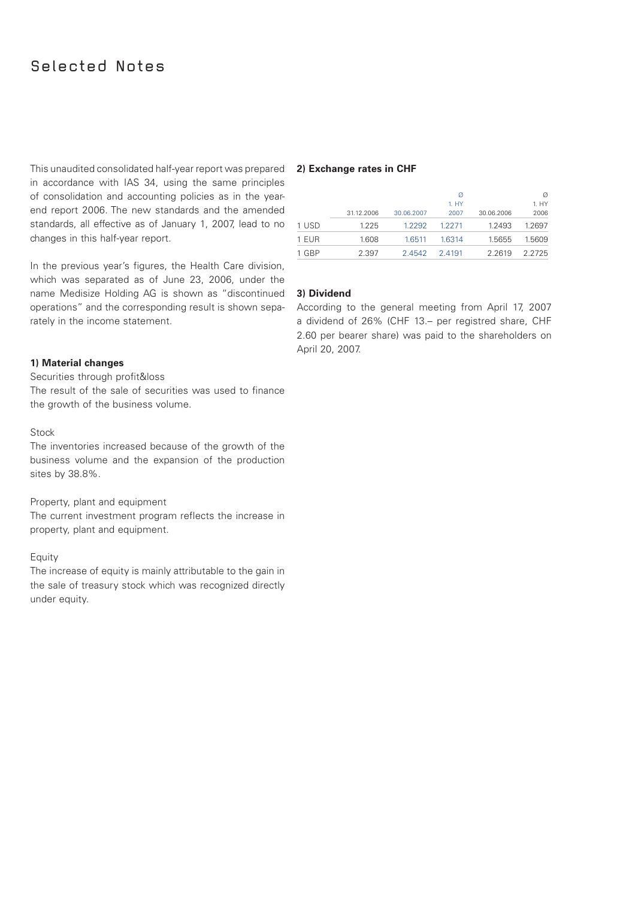# Selected Notes

This unaudited consolidated half-year report was prepared in accordance with IAS 34, using the same principles of consolidation and accounting policies as in the year-end report 2006. The new standards and the amended standards, all effective as of January 1, 2007, lead to no changes in this half-year report.

In the previous year's figures, the Health Care division, which was separated as of June 23, 2006, under the name Medisize Holding AG is shown as "discontinued operations" and the corresponding result is shown separately in the income statement.

**1) Material changes**

Securities through profit&loss
The result of the sale of securities was used to finance the growth of the business volume.

Stock
The inventories increased because of the growth of the business volume and the expansion of the production sites by 38.8%.

Property, plant and equipment
The current investment program reflects the increase in property, plant and equipment.

Equity
The increase of equity is mainly attributable to the gain in the sale of treasury stock which was recognized directly under equity.

**2) Exchange rates in CHF**

| | 31.12.2006 | 30.06.2007 | Ø 1. HY 2007 | 30.06.2006 | Ø 1. HY 2006 |
|---|---|---|---|---|---|
| 1 USD | 1.225 | 1.2292 | 1.2271 | 1.2493 | 1.2697 |
| 1 EUR | 1.608 | 1.6511 | 1.6314 | 1.5655 | 1.5609 |
| 1 GBP | 2.397 | 2.4542 | 2.4191 | 2.2619 | 2.2725 |

**3) Dividend**

According to the general meeting from April 17, 2007 a dividend of 26% (CHF 13.– per registred share, CHF 2.60 per bearer share) was paid to the shareholders on April 20, 2007.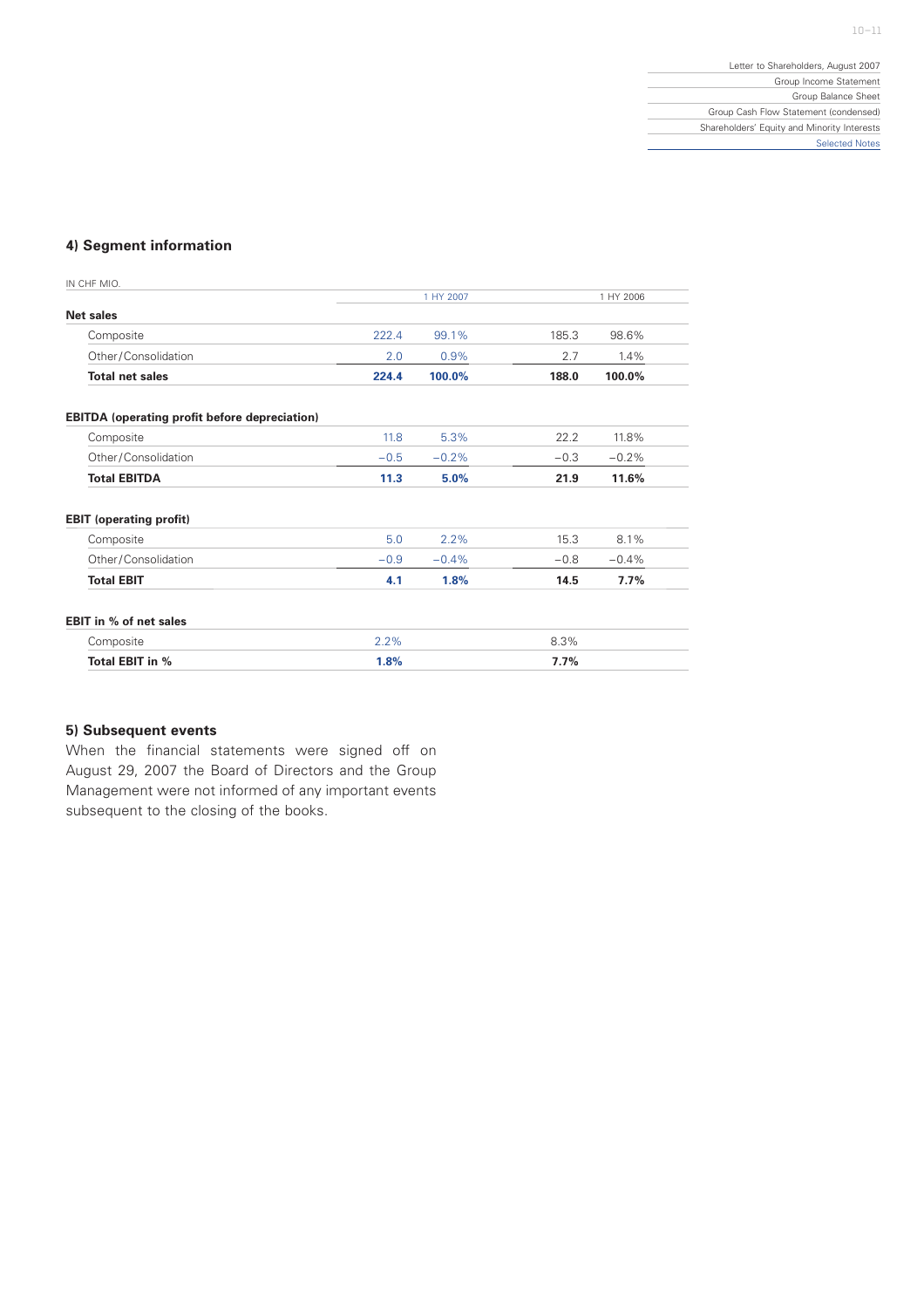## 4) Segment information

| IN CHF MIO. | 1 HY 2007 | | 1 HY 2006 | |
|---|---|---|---|---|
| **Net sales** | | | | |
| Composite | 222.4 | 99.1% | 185.3 | 98.6% |
| Other/Consolidation | 2.0 | 0.9% | 2.7 | 1.4% |
| **Total net sales** | **224.4** | **100.0%** | **188.0** | **100.0%** |
| | | | | |
| **EBITDA (operating profit before depreciation)** | | | | |
| Composite | 11.8 | 5.3% | 22.2 | 11.8% |
| Other/Consolidation | −0.5 | −0.2% | −0.3 | −0.2% |
| **Total EBITDA** | **11.3** | **5.0%** | **21.9** | **11.6%** |
| | | | | |
| **EBIT (operating profit)** | | | | |
| Composite | 5.0 | 2.2% | 15.3 | 8.1% |
| Other/Consolidation | −0.9 | −0.4% | −0.8 | −0.4% |
| **Total EBIT** | **4.1** | **1.8%** | **14.5** | **7.7%** |
| | | | | |
| **EBIT in % of net sales** | | | | |
| Composite | 2.2% | | 8.3% | |
| **Total EBIT in %** | **1.8%** | | **7.7%** | |

## 5) Subsequent events

When the financial statements were signed off on August 29, 2007 the Board of Directors and the Group Management were not informed of any important events subsequent to the closing of the books.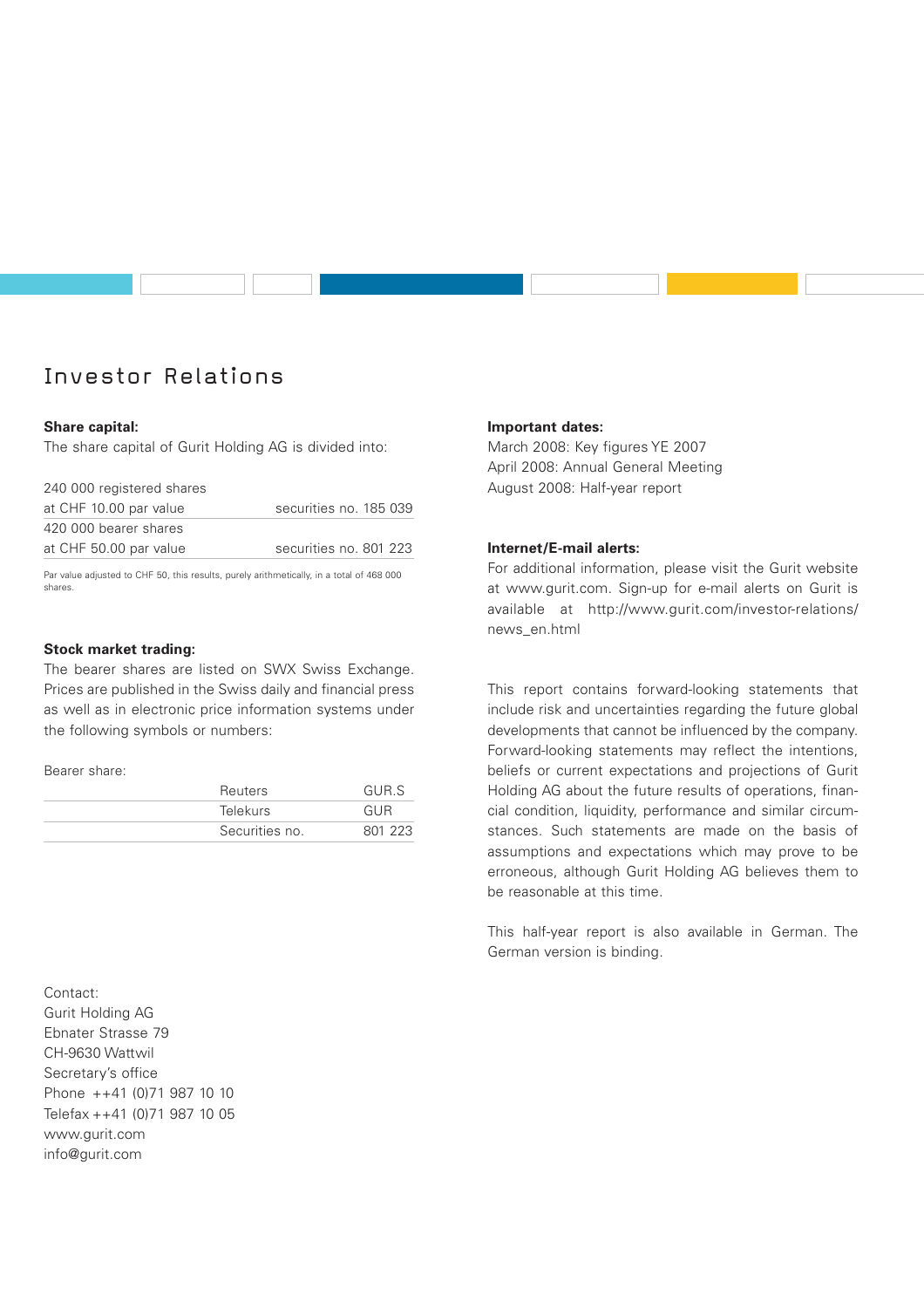# Investor Relations

**Share capital:**
The share capital of Gurit Holding AG is divided into:

| | |
|---|---|
| 240 000 registered shares at CHF 10.00 par value | securities no. 185 039 |
| 420 000 bearer shares at CHF 50.00 par value | securities no. 801 223 |

Par value adjusted to CHF 50, this results, purely arithmetically, in a total of 468 000 shares.

**Stock market trading:**
The bearer shares are listed on SWX Swiss Exchange. Prices are published in the Swiss daily and financial press as well as in electronic price information systems under the following symbols or numbers:

Bearer share:

| | | |
|---|---|---|
| | Reuters | GUR.S |
| | Telekurs | GUR |
| | Securities no. | 801 223 |

Contact:
Gurit Holding AG
Ebnater Strasse 79
CH-9630 Wattwil
Secretary's office
Phone ++41 (0)71 987 10 10
Telefax ++41 (0)71 987 10 05
www.gurit.com
info@gurit.com

**Important dates:**
March 2008: Key figures YE 2007
April 2008: Annual General Meeting
August 2008: Half-year report

**Internet/E-mail alerts:**
For additional information, please visit the Gurit website at www.gurit.com. Sign-up for e-mail alerts on Gurit is available at http://www.gurit.com/investor-relations/news_en.html

This report contains forward-looking statements that include risk and uncertainties regarding the future global developments that cannot be influenced by the company. Forward-looking statements may reflect the intentions, beliefs or current expectations and projections of Gurit Holding AG about the future results of operations, financial condition, liquidity, performance and similar circumstances. Such statements are made on the basis of assumptions and expectations which may prove to be erroneous, although Gurit Holding AG believes them to be reasonable at this time.

This half-year report is also available in German. The German version is binding.